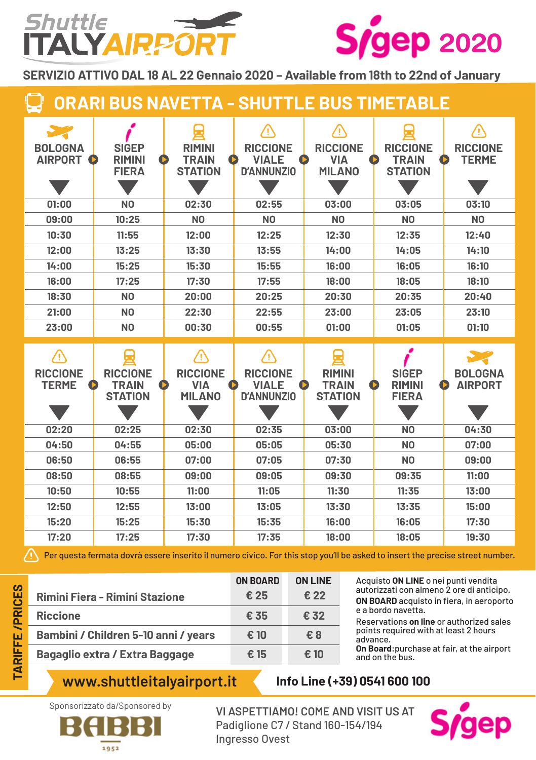# Shuttle ITALYAIRPORT — Sigep 2020

**SERVIZIO ATTIVO DAL 18 AL 22 Gennaio 2020 – Available from 18th to 22nd of January**

## ORARI BUS NAVETTA - SHUTTLE BUS TIMETABLE

| BOLOGNA AIRPORT | SIGEP RIMINI FIERA | RIMINI TRAIN STATION | RICCIONE VIALE D'ANNUNZIO ⚠ | RICCIONE VIA MILANO ⚠ | RICCIONE TRAIN STATION | RICCIONE TERME ⚠ |
|---|---|---|---|---|---|---|
| 01:00 | NO | 02:30 | 02:55 | 03:00 | 03:05 | 03:10 |
| 09:00 | 10:25 | NO | NO | NO | NO | NO |
| 10:30 | 11:55 | 12:00 | 12:25 | 12:30 | 12:35 | 12:40 |
| 12:00 | 13:25 | 13:30 | 13:55 | 14:00 | 14:05 | 14:10 |
| 14:00 | 15:25 | 15:30 | 15:55 | 16:00 | 16:05 | 16:10 |
| 16:00 | 17:25 | 17:30 | 17:55 | 18:00 | 18:05 | 18:10 |
| 18:30 | NO | 20:00 | 20:25 | 20:30 | 20:35 | 20:40 |
| 21:00 | NO | 22:30 | 22:55 | 23:00 | 23:05 | 23:10 |
| 23:00 | NO | 00:30 | 00:55 | 01:00 | 01:05 | 01:10 |

| RICCIONE TERME ⚠ | RICCIONE TRAIN STATION | RICCIONE VIA MILANO ⚠ | RICCIONE VIALE D'ANNUNZIO ⚠ | RIMINI TRAIN STATION | SIGEP RIMINI FIERA | BOLOGNA AIRPORT |
|---|---|---|---|---|---|---|
| 02:20 | 02:25 | 02:30 | 02:35 | 03:00 | NO | 04:30 |
| 04:50 | 04:55 | 05:00 | 05:05 | 05:30 | NO | 07:00 |
| 06:50 | 06:55 | 07:00 | 07:05 | 07:30 | NO | 09:00 |
| 08:50 | 08:55 | 09:00 | 09:05 | 09:30 | 09:35 | 11:00 |
| 10:50 | 10:55 | 11:00 | 11:05 | 11:30 | 11:35 | 13:00 |
| 12:50 | 12:55 | 13:00 | 13:05 | 13:30 | 13:35 | 15:00 |
| 15:20 | 15:25 | 15:30 | 15:35 | 16:00 | 16:05 | 17:30 |
| 17:20 | 17:25 | 17:30 | 17:35 | 18:00 | 18:05 | 19:30 |

⚠ Per questa fermata dovrà essere inserito il numero civico. For this stop you'll be asked to insert the precise street number.

## TARIFFE / PRICES

| | ON BOARD | ON LINE |
|---|---|---|
| Rimini Fiera - Rimini Stazione | € 25 | € 22 |
| Riccione | € 35 | € 32 |
| Bambini / Children 5-10 anni / years | € 10 | € 8 |
| Bagaglio extra / Extra Baggage | € 15 | € 10 |

Acquisto **ON LINE** o nei punti vendita autorizzati con almeno 2 ore di anticipo.
**ON BOARD** acquisto in fiera, in aeroporto e a bordo navetta.

Reservations **on line** or authorized sales points required with at least 2 hours advance.
**On Board**:purchase at fair, at the airport and on the bus.

**www.shuttleitalyairport.it** **Info Line (+39) 0541 600 100**

Sponsorizzato da/Sponsored by BABBI 1952

VI ASPETTIAMO! COME AND VISIT US AT
Padiglione C7 / Stand 160-154/194
Ingresso Ovest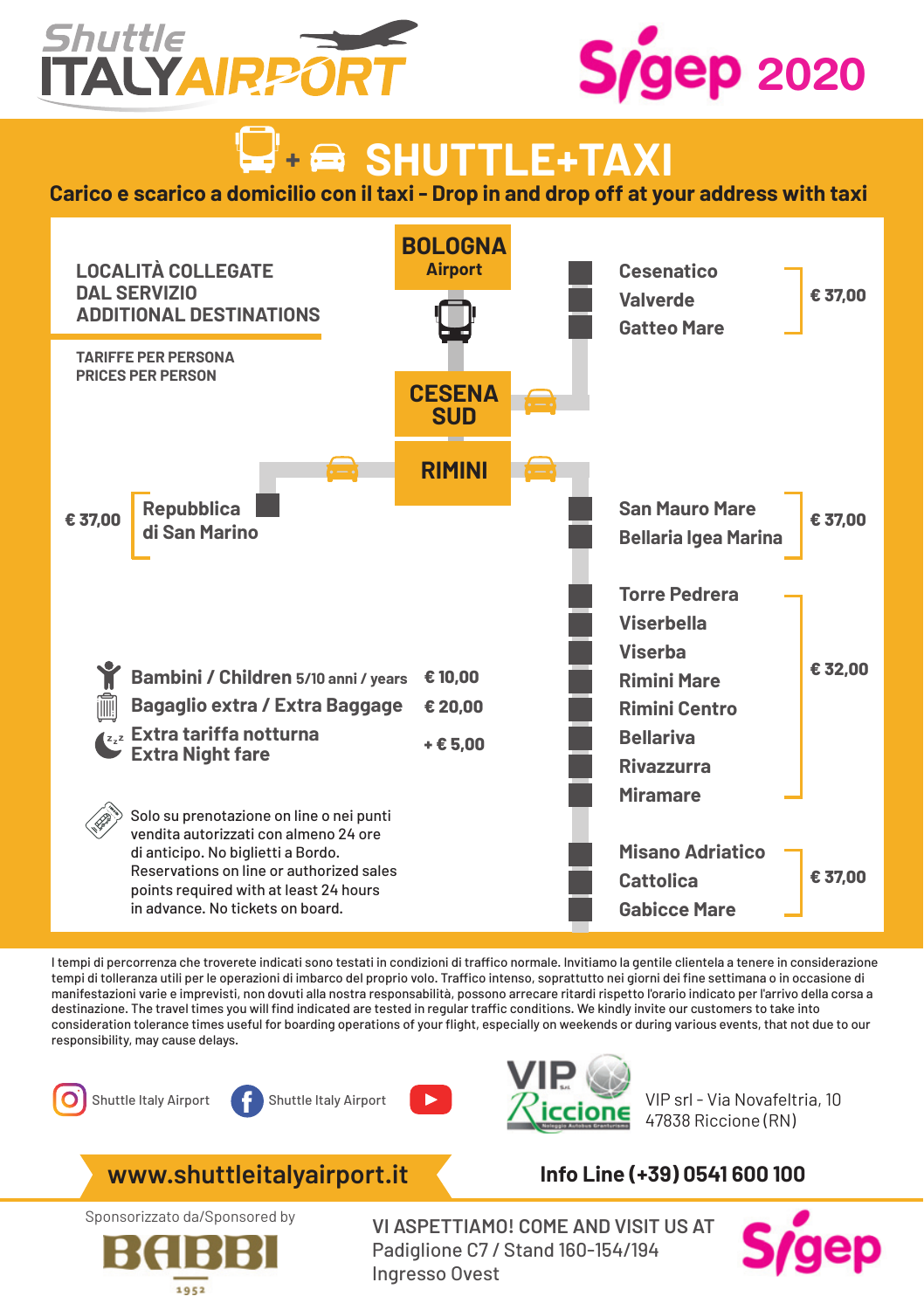# Shuttle ITALYAIRPORT

# Sigep 2020

## SHUTTLE+TAXI

**Carico e scarico a domicilio con il taxi - Drop in and drop off at your address with taxi**

### LOCALITÀ COLLEGATE DAL SERVIZIO
### ADDITIONAL DESTINATIONS

TARIFFE PER PERSONA
PRICES PER PERSON

**BOLOGNA Airport**

**CESENA SUD**

**RIMINI**

| Località / Destinations | Tariffa / Price |
|---|---|
| Cesenatico, Valverde, Gatteo Mare | € 37,00 |
| Repubblica di San Marino | € 37,00 |
| San Mauro Mare, Bellaria Igea Marina | € 37,00 |
| Torre Pedrera, Viserbella, Viserba, Rimini Mare, Rimini Centro, Bellariva, Rivazzurra, Miramare | € 32,00 |
| Misano Adriatico, Cattolica, Gabicce Mare | € 37,00 |

| | |
|---|---|
| Bambini / Children 5/10 anni / years | € 10,00 |
| Bagaglio extra / Extra Baggage | € 20,00 |
| Extra tariffa notturna / Extra Night fare | + € 5,00 |

Solo su prenotazione on line o nei punti vendita autorizzati con almeno 24 ore di anticipo. No biglietti a Bordo.
Reservations on line or authorized sales points required with at least 24 hours in advance. No tickets on board.

I tempi di percorrenza che troverete indicati sono testati in condizioni di traffico normale. Invitiamo la gentile clientela a tenere in considerazione tempi di tolleranza utili per le operazioni di imbarco del proprio volo. Traffico intenso, soprattutto nei giorni dei fine settimana o in occasione di manifestazioni varie e imprevisti, non dovuti alla nostra responsabilità, possono arrecare ritardi rispetto l'orario indicato per l'arrivo della corsa a destinazione. The travel times you will find indicated are tested in regular traffic conditions. We kindly invite our customers to take into consideration tolerance times useful for boarding operations of your flight, especially on weekends or during various events, that not due to our responsibility, may cause delays.

Shuttle Italy Airport | Shuttle Italy Airport

VIP Riccione – Noleggio Autobus Granturismo

VIP srl - Via Novafeltria, 10
47838 Riccione (RN)

**www.shuttleitalyairport.it**

**Info Line (+39) 0541 600 100**

Sponsorizzato da/Sponsored by BABBI 1952

VI ASPETTIAMO! COME AND VISIT US AT
Padiglione C7 / Stand 160-154/194
Ingresso Ovest

Sigep